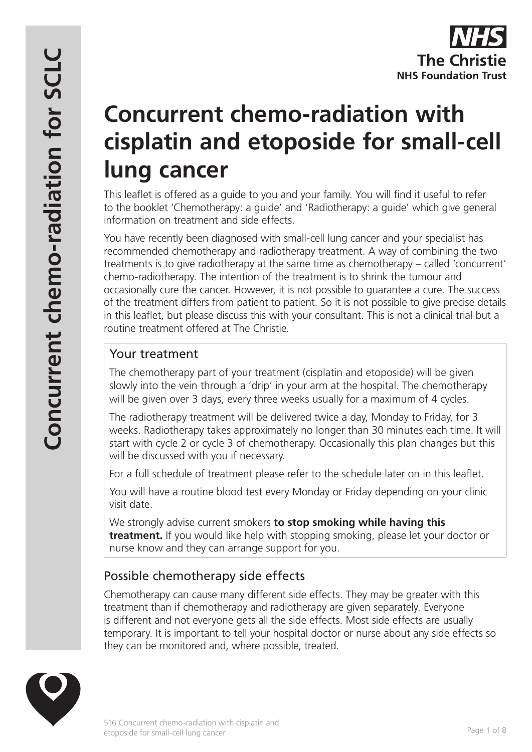# Concurrent chemo-radiation with cisplatin and etoposide for small-cell lung cancer

This leaflet is offered as a guide to you and your family. You will find it useful to refer to the booklet 'Chemotherapy: a guide' and 'Radiotherapy: a guide' which give general information on treatment and side effects.

You have recently been diagnosed with small-cell lung cancer and your specialist has recommended chemotherapy and radiotherapy treatment. A way of combining the two treatments is to give radiotherapy at the same time as chemotherapy – called 'concurrent' chemo-radiotherapy. The intention of the treatment is to shrink the tumour and occasionally cure the cancer. However, it is not possible to guarantee a cure. The success of the treatment differs from patient to patient. So it is not possible to give precise details in this leaflet, but please discuss this with your consultant. This is not a clinical trial but a routine treatment offered at The Christie.

## Your treatment

The chemotherapy part of your treatment (cisplatin and etoposide) will be given slowly into the vein through a 'drip' in your arm at the hospital. The chemotherapy will be given over 3 days, every three weeks usually for a maximum of 4 cycles.

The radiotherapy treatment will be delivered twice a day, Monday to Friday, for 3 weeks. Radiotherapy takes approximately no longer than 30 minutes each time. It will start with cycle 2 or cycle 3 of chemotherapy. Occasionally this plan changes but this will be discussed with you if necessary.

For a full schedule of treatment please refer to the schedule later on in this leaflet.

You will have a routine blood test every Monday or Friday depending on your clinic visit date.

We strongly advise current smokers **to stop smoking while having this treatment.** If you would like help with stopping smoking, please let your doctor or nurse know and they can arrange support for you.

## Possible chemotherapy side effects

Chemotherapy can cause many different side effects. They may be greater with this treatment than if chemotherapy and radiotherapy are given separately. Everyone is different and not everyone gets all the side effects. Most side effects are usually temporary. It is important to tell your hospital doctor or nurse about any side effects so they can be monitored and, where possible, treated.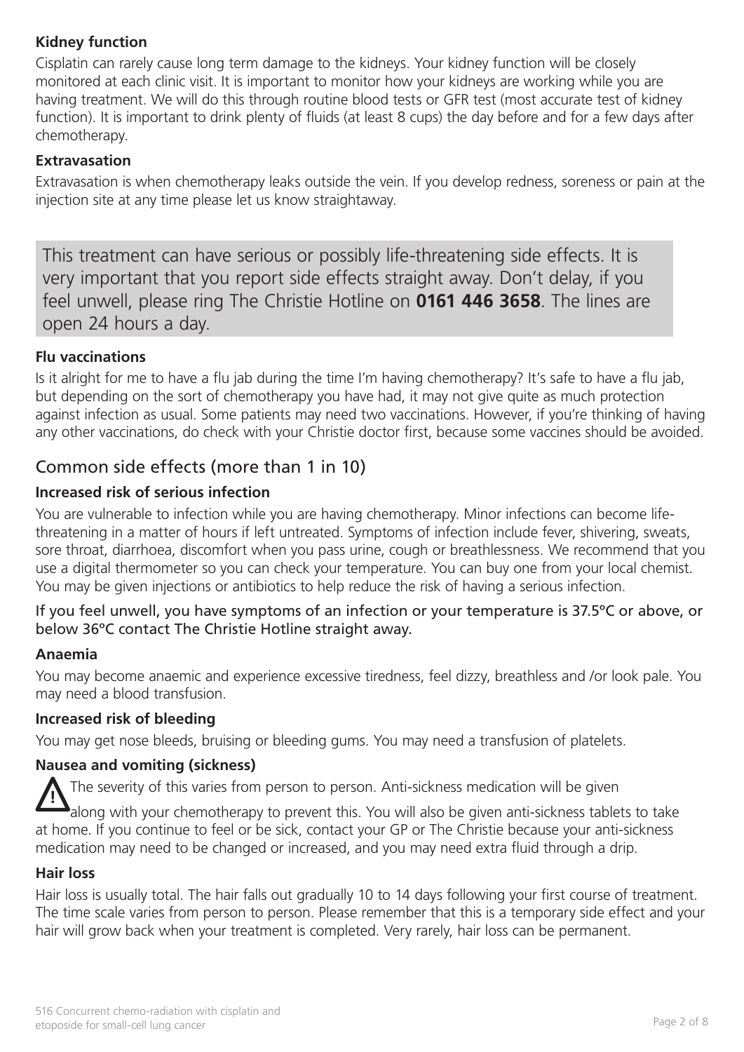### Kidney function

Cisplatin can rarely cause long term damage to the kidneys. Your kidney function will be closely monitored at each clinic visit. It is important to monitor how your kidneys are working while you are having treatment. We will do this through routine blood tests or GFR test (most accurate test of kidney function). It is important to drink plenty of fluids (at least 8 cups) the day before and for a few days after chemotherapy.

### Extravasation

Extravasation is when chemotherapy leaks outside the vein. If you develop redness, soreness or pain at the injection site at any time please let us know straightaway.

> This treatment can have serious or possibly life-threatening side effects. It is very important that you report side effects straight away. Don't delay, if you feel unwell, please ring The Christie Hotline on **0161 446 3658**. The lines are open 24 hours a day.

### Flu vaccinations

Is it alright for me to have a flu jab during the time I'm having chemotherapy? It's safe to have a flu jab, but depending on the sort of chemotherapy you have had, it may not give quite as much protection against infection as usual. Some patients may need two vaccinations. However, if you're thinking of having any other vaccinations, do check with your Christie doctor first, because some vaccines should be avoided.

## Common side effects (more than 1 in 10)

### Increased risk of serious infection

You are vulnerable to infection while you are having chemotherapy. Minor infections can become life-threatening in a matter of hours if left untreated. Symptoms of infection include fever, shivering, sweats, sore throat, diarrhoea, discomfort when you pass urine, cough or breathlessness. We recommend that you use a digital thermometer so you can check your temperature. You can buy one from your local chemist. You may be given injections or antibiotics to help reduce the risk of having a serious infection.

If you feel unwell, you have symptoms of an infection or your temperature is 37.5ºC or above, or below 36ºC contact The Christie Hotline straight away.

### Anaemia

You may become anaemic and experience excessive tiredness, feel dizzy, breathless and /or look pale. You may need a blood transfusion.

### Increased risk of bleeding

You may get nose bleeds, bruising or bleeding gums. You may need a transfusion of platelets.

### Nausea and vomiting (sickness)

⚠ The severity of this varies from person to person. Anti-sickness medication will be given along with your chemotherapy to prevent this. You will also be given anti-sickness tablets to take at home. If you continue to feel or be sick, contact your GP or The Christie because your anti-sickness medication may need to be changed or increased, and you may need extra fluid through a drip.

### Hair loss

Hair loss is usually total. The hair falls out gradually 10 to 14 days following your first course of treatment. The time scale varies from person to person. Please remember that this is a temporary side effect and your hair will grow back when your treatment is completed. Very rarely, hair loss can be permanent.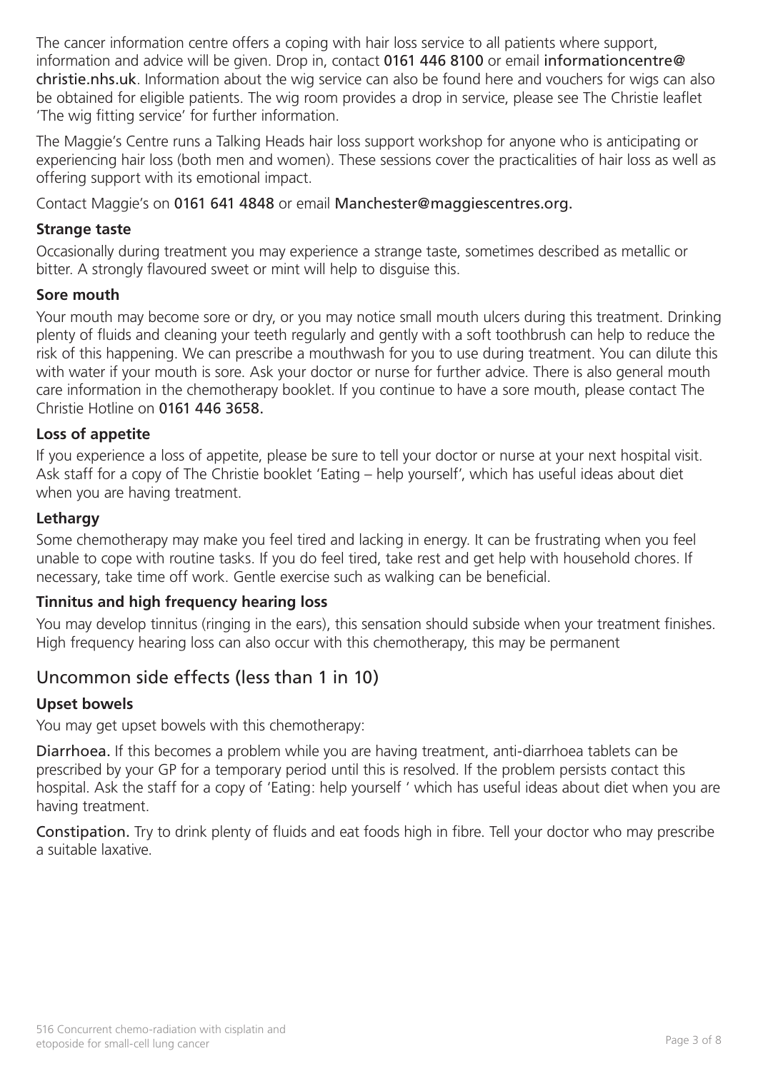The cancer information centre offers a coping with hair loss service to all patients where support, information and advice will be given. Drop in, contact 0161 446 8100 or email informationcentre@christie.nhs.uk. Information about the wig service can also be found here and vouchers for wigs can also be obtained for eligible patients. The wig room provides a drop in service, please see The Christie leaflet 'The wig fitting service' for further information.

The Maggie's Centre runs a Talking Heads hair loss support workshop for anyone who is anticipating or experiencing hair loss (both men and women). These sessions cover the practicalities of hair loss as well as offering support with its emotional impact.

Contact Maggie's on 0161 641 4848 or email Manchester@maggiescentres.org.

**Strange taste**

Occasionally during treatment you may experience a strange taste, sometimes described as metallic or bitter. A strongly flavoured sweet or mint will help to disguise this.

**Sore mouth**

Your mouth may become sore or dry, or you may notice small mouth ulcers during this treatment. Drinking plenty of fluids and cleaning your teeth regularly and gently with a soft toothbrush can help to reduce the risk of this happening. We can prescribe a mouthwash for you to use during treatment. You can dilute this with water if your mouth is sore. Ask your doctor or nurse for further advice. There is also general mouth care information in the chemotherapy booklet. If you continue to have a sore mouth, please contact The Christie Hotline on 0161 446 3658.

**Loss of appetite**

If you experience a loss of appetite, please be sure to tell your doctor or nurse at your next hospital visit. Ask staff for a copy of The Christie booklet 'Eating – help yourself', which has useful ideas about diet when you are having treatment.

**Lethargy**

Some chemotherapy may make you feel tired and lacking in energy. It can be frustrating when you feel unable to cope with routine tasks. If you do feel tired, take rest and get help with household chores. If necessary, take time off work. Gentle exercise such as walking can be beneficial.

**Tinnitus and high frequency hearing loss**

You may develop tinnitus (ringing in the ears), this sensation should subside when your treatment finishes. High frequency hearing loss can also occur with this chemotherapy, this may be permanent

## Uncommon side effects (less than 1 in 10)

**Upset bowels**

You may get upset bowels with this chemotherapy:

Diarrhoea. If this becomes a problem while you are having treatment, anti-diarrhoea tablets can be prescribed by your GP for a temporary period until this is resolved. If the problem persists contact this hospital. Ask the staff for a copy of 'Eating: help yourself ' which has useful ideas about diet when you are having treatment.

Constipation. Try to drink plenty of fluids and eat foods high in fibre. Tell your doctor who may prescribe a suitable laxative.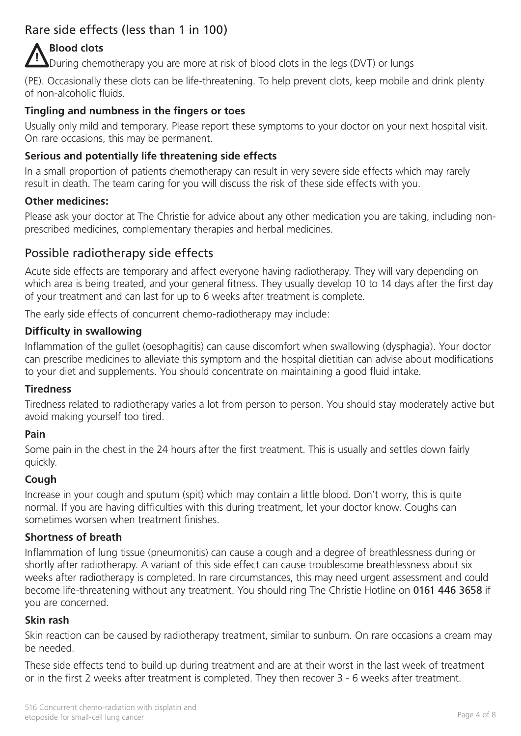## Rare side effects (less than 1 in 100)

**Blood clots**

During chemotherapy you are more at risk of blood clots in the legs (DVT) or lungs (PE). Occasionally these clots can be life-threatening. To help prevent clots, keep mobile and drink plenty of non-alcoholic fluids.

**Tingling and numbness in the fingers or toes**

Usually only mild and temporary. Please report these symptoms to your doctor on your next hospital visit. On rare occasions, this may be permanent.

**Serious and potentially life threatening side effects**

In a small proportion of patients chemotherapy can result in very severe side effects which may rarely result in death. The team caring for you will discuss the risk of these side effects with you.

**Other medicines:**

Please ask your doctor at The Christie for advice about any other medication you are taking, including non-prescribed medicines, complementary therapies and herbal medicines.

## Possible radiotherapy side effects

Acute side effects are temporary and affect everyone having radiotherapy. They will vary depending on which area is being treated, and your general fitness. They usually develop 10 to 14 days after the first day of your treatment and can last for up to 6 weeks after treatment is complete.

The early side effects of concurrent chemo-radiotherapy may include:

**Difficulty in swallowing**

Inflammation of the gullet (oesophagitis) can cause discomfort when swallowing (dysphagia). Your doctor can prescribe medicines to alleviate this symptom and the hospital dietitian can advise about modifications to your diet and supplements. You should concentrate on maintaining a good fluid intake.

**Tiredness**

Tiredness related to radiotherapy varies a lot from person to person. You should stay moderately active but avoid making yourself too tired.

**Pain**

Some pain in the chest in the 24 hours after the first treatment. This is usually and settles down fairly quickly.

**Cough**

Increase in your cough and sputum (spit) which may contain a little blood. Don't worry, this is quite normal. If you are having difficulties with this during treatment, let your doctor know. Coughs can sometimes worsen when treatment finishes.

**Shortness of breath**

Inflammation of lung tissue (pneumonitis) can cause a cough and a degree of breathlessness during or shortly after radiotherapy. A variant of this side effect can cause troublesome breathlessness about six weeks after radiotherapy is completed. In rare circumstances, this may need urgent assessment and could become life-threatening without any treatment. You should ring The Christie Hotline on 0161 446 3658 if you are concerned.

**Skin rash**

Skin reaction can be caused by radiotherapy treatment, similar to sunburn. On rare occasions a cream may be needed.

These side effects tend to build up during treatment and are at their worst in the last week of treatment or in the first 2 weeks after treatment is completed. They then recover 3 - 6 weeks after treatment.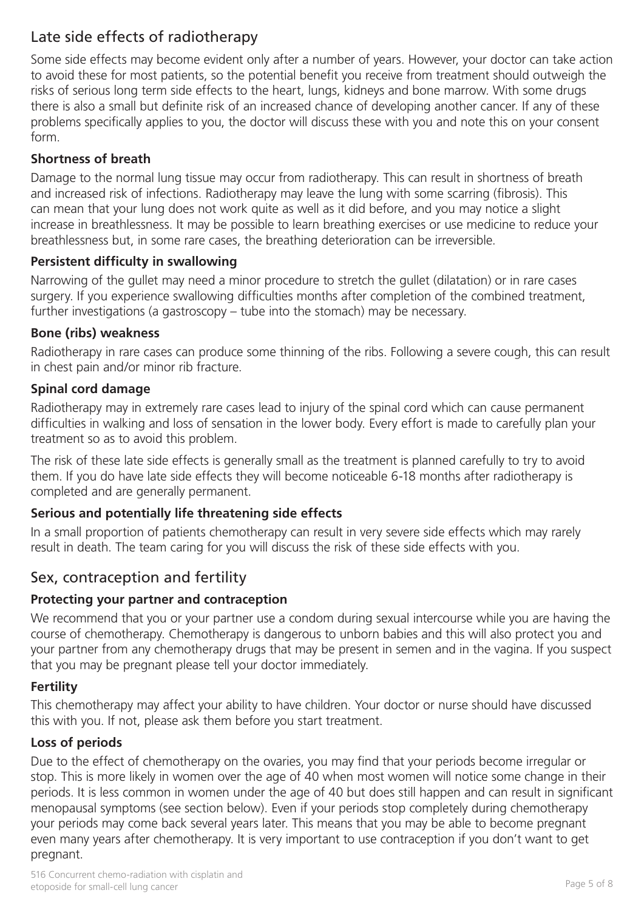## Late side effects of radiotherapy

Some side effects may become evident only after a number of years. However, your doctor can take action to avoid these for most patients, so the potential benefit you receive from treatment should outweigh the risks of serious long term side effects to the heart, lungs, kidneys and bone marrow. With some drugs there is also a small but definite risk of an increased chance of developing another cancer. If any of these problems specifically applies to you, the doctor will discuss these with you and note this on your consent form.

### Shortness of breath

Damage to the normal lung tissue may occur from radiotherapy. This can result in shortness of breath and increased risk of infections. Radiotherapy may leave the lung with some scarring (fibrosis). This can mean that your lung does not work quite as well as it did before, and you may notice a slight increase in breathlessness. It may be possible to learn breathing exercises or use medicine to reduce your breathlessness but, in some rare cases, the breathing deterioration can be irreversible.

### Persistent difficulty in swallowing

Narrowing of the gullet may need a minor procedure to stretch the gullet (dilatation) or in rare cases surgery. If you experience swallowing difficulties months after completion of the combined treatment, further investigations (a gastroscopy – tube into the stomach) may be necessary.

### Bone (ribs) weakness

Radiotherapy in rare cases can produce some thinning of the ribs. Following a severe cough, this can result in chest pain and/or minor rib fracture.

### Spinal cord damage

Radiotherapy may in extremely rare cases lead to injury of the spinal cord which can cause permanent difficulties in walking and loss of sensation in the lower body. Every effort is made to carefully plan your treatment so as to avoid this problem.

The risk of these late side effects is generally small as the treatment is planned carefully to try to avoid them. If you do have late side effects they will become noticeable 6-18 months after radiotherapy is completed and are generally permanent.

### Serious and potentially life threatening side effects

In a small proportion of patients chemotherapy can result in very severe side effects which may rarely result in death. The team caring for you will discuss the risk of these side effects with you.

## Sex, contraception and fertility

### Protecting your partner and contraception

We recommend that you or your partner use a condom during sexual intercourse while you are having the course of chemotherapy. Chemotherapy is dangerous to unborn babies and this will also protect you and your partner from any chemotherapy drugs that may be present in semen and in the vagina. If you suspect that you may be pregnant please tell your doctor immediately.

### Fertility

This chemotherapy may affect your ability to have children. Your doctor or nurse should have discussed this with you. If not, please ask them before you start treatment.

### Loss of periods

Due to the effect of chemotherapy on the ovaries, you may find that your periods become irregular or stop. This is more likely in women over the age of 40 when most women will notice some change in their periods. It is less common in women under the age of 40 but does still happen and can result in significant menopausal symptoms (see section below). Even if your periods stop completely during chemotherapy your periods may come back several years later. This means that you may be able to become pregnant even many years after chemotherapy. It is very important to use contraception if you don't want to get pregnant.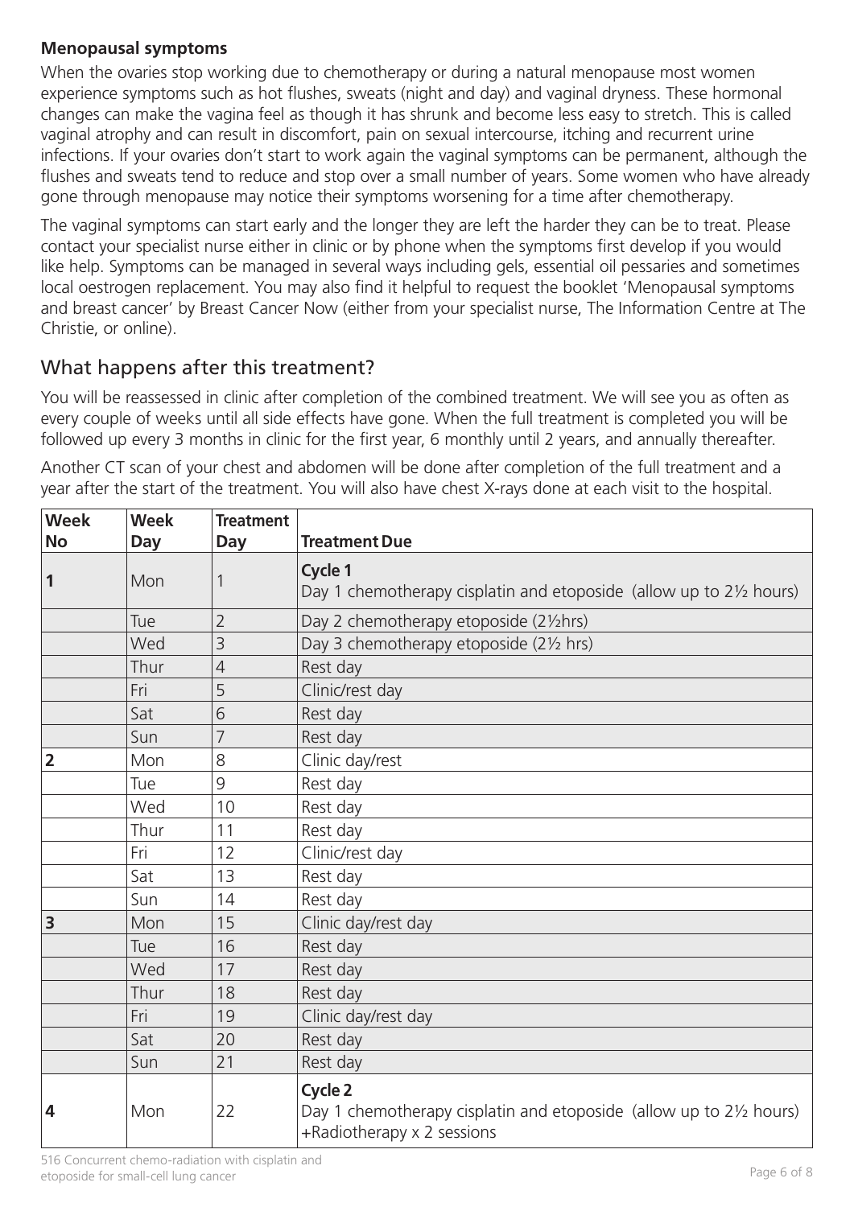**Menopausal symptoms**

When the ovaries stop working due to chemotherapy or during a natural menopause most women experience symptoms such as hot flushes, sweats (night and day) and vaginal dryness. These hormonal changes can make the vagina feel as though it has shrunk and become less easy to stretch. This is called vaginal atrophy and can result in discomfort, pain on sexual intercourse, itching and recurrent urine infections. If your ovaries don't start to work again the vaginal symptoms can be permanent, although the flushes and sweats tend to reduce and stop over a small number of years. Some women who have already gone through menopause may notice their symptoms worsening for a time after chemotherapy.

The vaginal symptoms can start early and the longer they are left the harder they can be to treat. Please contact your specialist nurse either in clinic or by phone when the symptoms first develop if you would like help. Symptoms can be managed in several ways including gels, essential oil pessaries and sometimes local oestrogen replacement. You may also find it helpful to request the booklet 'Menopausal symptoms and breast cancer' by Breast Cancer Now (either from your specialist nurse, The Information Centre at The Christie, or online).

## What happens after this treatment?

You will be reassessed in clinic after completion of the combined treatment. We will see you as often as every couple of weeks until all side effects have gone. When the full treatment is completed you will be followed up every 3 months in clinic for the first year, 6 monthly until 2 years, and annually thereafter.

Another CT scan of your chest and abdomen will be done after completion of the full treatment and a year after the start of the treatment. You will also have chest X-rays done at each visit to the hospital.

| Week No | Week Day | Treatment Day | Treatment Due |
|---|---|---|---|
| **1** | Mon | 1 | **Cycle 1** Day 1 chemotherapy cisplatin and etoposide (allow up to 2½ hours) |
| | Tue | 2 | Day 2 chemotherapy etoposide (2½hrs) |
| | Wed | 3 | Day 3 chemotherapy etoposide (2½ hrs) |
| | Thur | 4 | Rest day |
| | Fri | 5 | Clinic/rest day |
| | Sat | 6 | Rest day |
| | Sun | 7 | Rest day |
| **2** | Mon | 8 | Clinic day/rest |
| | Tue | 9 | Rest day |
| | Wed | 10 | Rest day |
| | Thur | 11 | Rest day |
| | Fri | 12 | Clinic/rest day |
| | Sat | 13 | Rest day |
| | Sun | 14 | Rest day |
| **3** | Mon | 15 | Clinic day/rest day |
| | Tue | 16 | Rest day |
| | Wed | 17 | Rest day |
| | Thur | 18 | Rest day |
| | Fri | 19 | Clinic day/rest day |
| | Sat | 20 | Rest day |
| | Sun | 21 | Rest day |
| **4** | Mon | 22 | **Cycle 2** Day 1 chemotherapy cisplatin and etoposide (allow up to 2½ hours) +Radiotherapy x 2 sessions |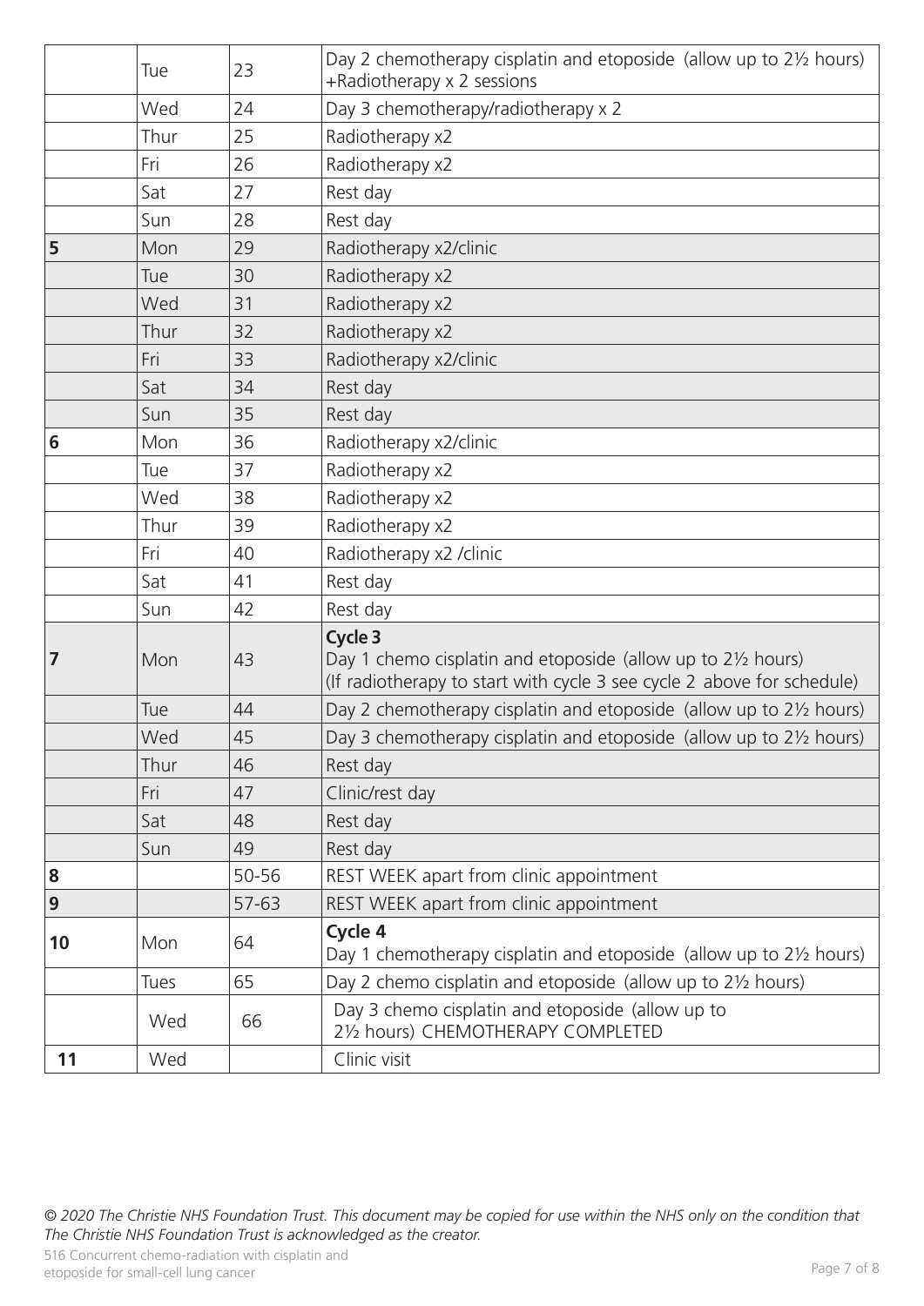| | | | |
|---|---|---|---|
| | Tue | 23 | Day 2 chemotherapy cisplatin and etoposide (allow up to 2½ hours) +Radiotherapy x 2 sessions |
| | Wed | 24 | Day 3 chemotherapy/radiotherapy x 2 |
| | Thur | 25 | Radiotherapy x2 |
| | Fri | 26 | Radiotherapy x2 |
| | Sat | 27 | Rest day |
| | Sun | 28 | Rest day |
| **5** | Mon | 29 | Radiotherapy x2/clinic |
| | Tue | 30 | Radiotherapy x2 |
| | Wed | 31 | Radiotherapy x2 |
| | Thur | 32 | Radiotherapy x2 |
| | Fri | 33 | Radiotherapy x2/clinic |
| | Sat | 34 | Rest day |
| | Sun | 35 | Rest day |
| **6** | Mon | 36 | Radiotherapy x2/clinic |
| | Tue | 37 | Radiotherapy x2 |
| | Wed | 38 | Radiotherapy x2 |
| | Thur | 39 | Radiotherapy x2 |
| | Fri | 40 | Radiotherapy x2 /clinic |
| | Sat | 41 | Rest day |
| | Sun | 42 | Rest day |
| **7** | Mon | 43 | **Cycle 3** Day 1 chemo cisplatin and etoposide (allow up to 2½ hours) (If radiotherapy to start with cycle 3 see cycle 2 above for schedule) |
| | Tue | 44 | Day 2 chemotherapy cisplatin and etoposide (allow up to 2½ hours) |
| | Wed | 45 | Day 3 chemotherapy cisplatin and etoposide (allow up to 2½ hours) |
| | Thur | 46 | Rest day |
| | Fri | 47 | Clinic/rest day |
| | Sat | 48 | Rest day |
| | Sun | 49 | Rest day |
| **8** | | 50-56 | REST WEEK apart from clinic appointment |
| **9** | | 57-63 | REST WEEK apart from clinic appointment |
| **10** | Mon | 64 | **Cycle 4** Day 1 chemotherapy cisplatin and etoposide (allow up to 2½ hours) |
| | Tues | 65 | Day 2 chemo cisplatin and etoposide (allow up to 2½ hours) |
| | Wed | 66 | Day 3 chemo cisplatin and etoposide (allow up to 2½ hours) CHEMOTHERAPY COMPLETED |
| **11** | Wed | | Clinic visit |

*© 2020 The Christie NHS Foundation Trust. This document may be copied for use within the NHS only on the condition that The Christie NHS Foundation Trust is acknowledged as the creator.*

516 Concurrent chemo-radiation with cisplatin and etoposide for small-cell lung cancer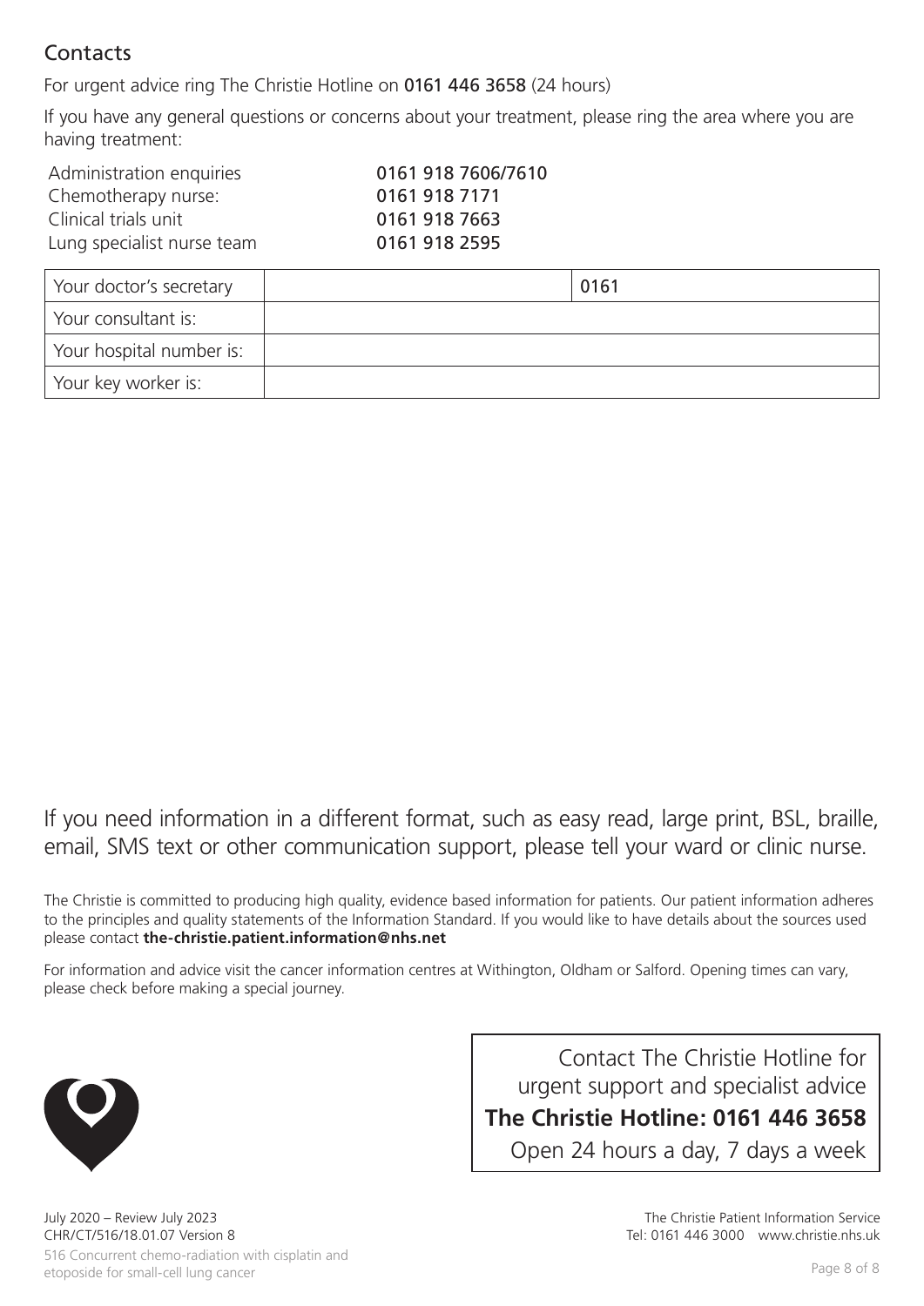## Contacts

For urgent advice ring The Christie Hotline on 0161 446 3658 (24 hours)

If you have any general questions or concerns about your treatment, please ring the area where you are having treatment:

| | |
|---|---|
| Administration enquiries | 0161 918 7606/7610 |
| Chemotherapy nurse: | 0161 918 7171 |
| Clinical trials unit | 0161 918 7663 |
| Lung specialist nurse team | 0161 918 2595 |

| | | |
|---|---|---|
| Your doctor's secretary | | 0161 |
| Your consultant is: | | |
| Your hospital number is: | | |
| Your key worker is: | | |

If you need information in a different format, such as easy read, large print, BSL, braille, email, SMS text or other communication support, please tell your ward or clinic nurse.

The Christie is committed to producing high quality, evidence based information for patients. Our patient information adheres to the principles and quality statements of the Information Standard. If you would like to have details about the sources used please contact **the-christie.patient.information@nhs.net**

For information and advice visit the cancer information centres at Withington, Oldham or Salford. Opening times can vary, please check before making a special journey.

Contact The Christie Hotline for urgent support and specialist advice

**The Christie Hotline: 0161 446 3658**

Open 24 hours a day, 7 days a week

July 2020 – Review July 2023
CHR/CT/516/18.01.07 Version 8
516 Concurrent chemo-radiation with cisplatin and etoposide for small-cell lung cancer

The Christie Patient Information Service
Tel: 0161 446 3000 www.christie.nhs.uk